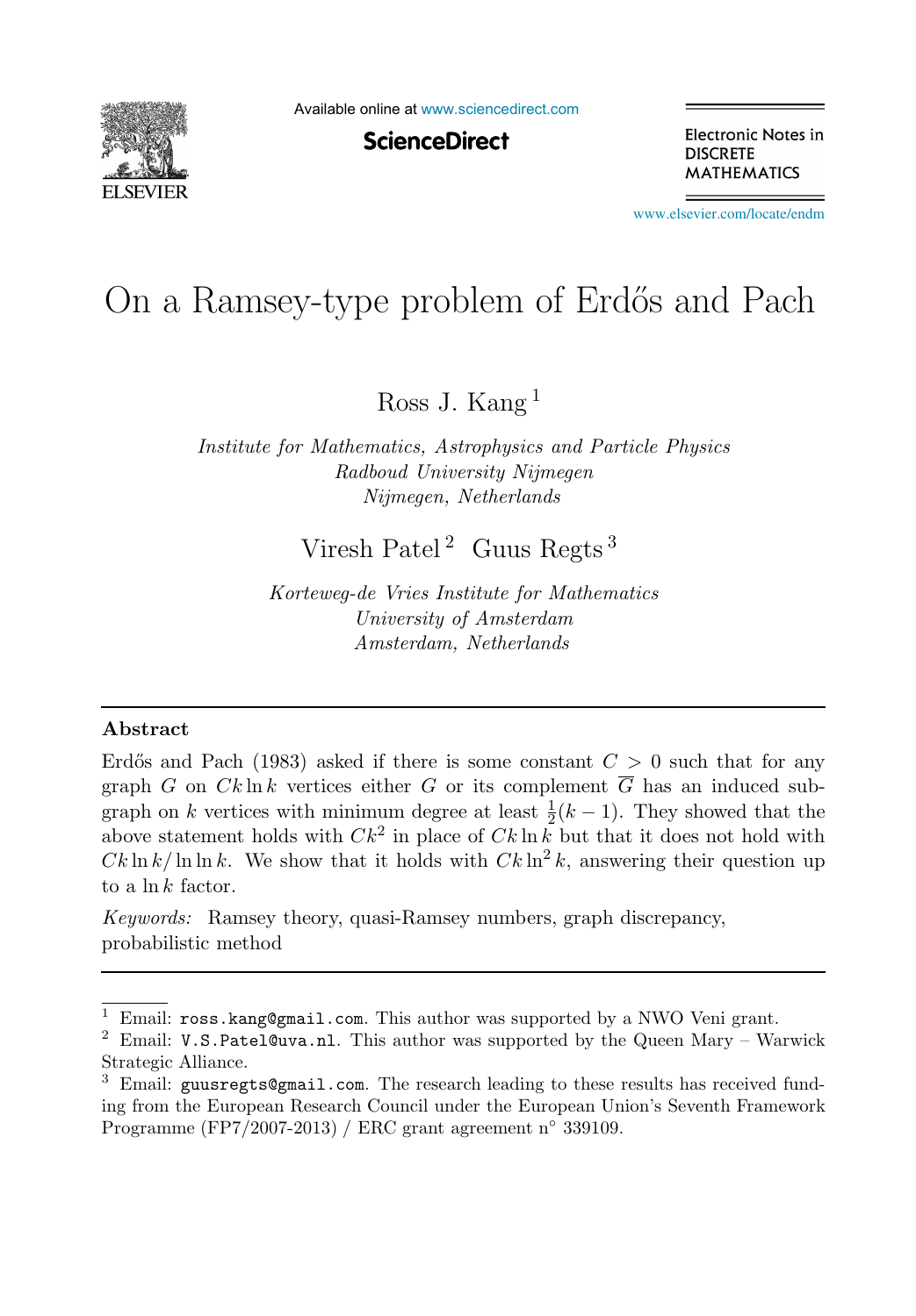# On a Ramsey-type problem of Erdős and Pach

Ross J. Kang [1]

*Institute for Mathematics, Astrophysics and Particle Physics*
*Radboud University Nijmegen*
*Nijmegen, Netherlands*

Viresh Patel [2] Guus Regts [3]

*Korteweg-de Vries Institute for Mathematics*
*University of Amsterdam*
*Amsterdam, Netherlands*

---

## Abstract

Erdős and Pach (1983) asked if there is some constant $C > 0$ such that for any graph $G$ on $Ck \ln k$ vertices either $G$ or its complement $\overline{G}$ has an induced subgraph on $k$ vertices with minimum degree at least $\frac{1}{2}(k-1)$. They showed that the above statement holds with $Ck^2$ in place of $Ck \ln k$ but that it does not hold with $Ck \ln k / \ln \ln k$. We show that it holds with $Ck \ln^2 k$, answering their question up to a $\ln k$ factor.

*Keywords:* Ramsey theory, quasi-Ramsey numbers, graph discrepancy, probabilistic method

---

[1] Email: `ross.kang@gmail.com`. This author was supported by a NWO Veni grant.

[2] Email: `V.S.Patel@uva.nl`. This author was supported by the Queen Mary – Warwick Strategic Alliance.

[3] Email: `guusregts@gmail.com`. The research leading to these results has received funding from the European Research Council under the European Union's Seventh Framework Programme (FP7/2007-2013) / ERC grant agreement n° 339109.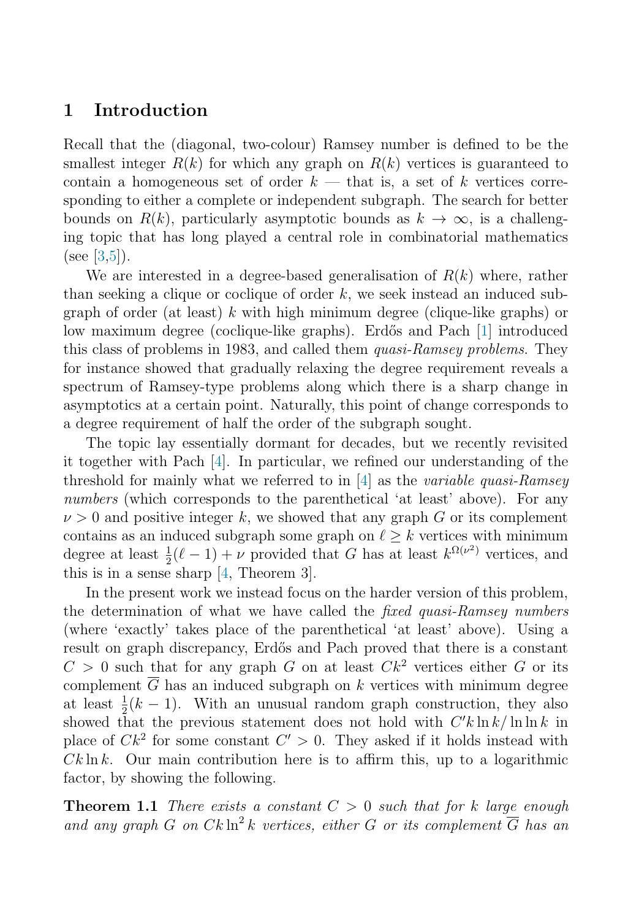## 1 Introduction

Recall that the (diagonal, two-colour) Ramsey number is defined to be the smallest integer $R(k)$ for which any graph on $R(k)$ vertices is guaranteed to contain a homogeneous set of order $k$ — that is, a set of $k$ vertices corresponding to either a complete or independent subgraph. The search for better bounds on $R(k)$, particularly asymptotic bounds as $k \to \infty$, is a challenging topic that has long played a central role in combinatorial mathematics (see [3,5]).

We are interested in a degree-based generalisation of $R(k)$ where, rather than seeking a clique or coclique of order $k$, we seek instead an induced subgraph of order (at least) $k$ with high minimum degree (clique-like graphs) or low maximum degree (coclique-like graphs). Erdős and Pach [1] introduced this class of problems in 1983, and called them *quasi-Ramsey problems*. They for instance showed that gradually relaxing the degree requirement reveals a spectrum of Ramsey-type problems along which there is a sharp change in asymptotics at a certain point. Naturally, this point of change corresponds to a degree requirement of half the order of the subgraph sought.

The topic lay essentially dormant for decades, but we recently revisited it together with Pach [4]. In particular, we refined our understanding of the threshold for mainly what we referred to in [4] as the *variable quasi-Ramsey numbers* (which corresponds to the parenthetical 'at least' above). For any $\nu > 0$ and positive integer $k$, we showed that any graph $G$ or its complement contains as an induced subgraph some graph on $\ell \geq k$ vertices with minimum degree at least $\frac{1}{2}(\ell - 1) + \nu$ provided that $G$ has at least $k^{\Omega(\nu^2)}$ vertices, and this is in a sense sharp [4, Theorem 3].

In the present work we instead focus on the harder version of this problem, the determination of what we have called the *fixed quasi-Ramsey numbers* (where 'exactly' takes place of the parenthetical 'at least' above). Using a result on graph discrepancy, Erdős and Pach proved that there is a constant $C > 0$ such that for any graph $G$ on at least $Ck^2$ vertices either $G$ or its complement $\overline{G}$ has an induced subgraph on $k$ vertices with minimum degree at least $\frac{1}{2}(k - 1)$. With an unusual random graph construction, they also showed that the previous statement does not hold with $C'k \ln k / \ln \ln k$ in place of $Ck^2$ for some constant $C' > 0$. They asked if it holds instead with $Ck \ln k$. Our main contribution here is to affirm this, up to a logarithmic factor, by showing the following.

**Theorem 1.1** *There exists a constant $C > 0$ such that for $k$ large enough and any graph $G$ on $Ck \ln^2 k$ vertices, either $G$ or its complement $\overline{G}$ has an*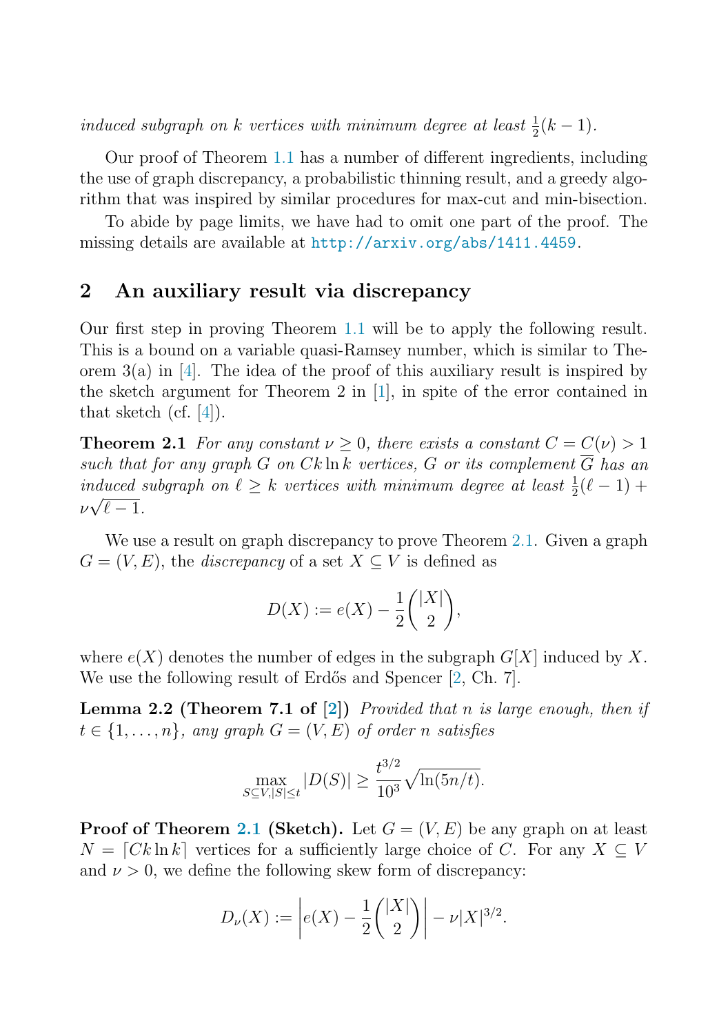*induced subgraph on $k$ vertices with minimum degree at least $\frac{1}{2}(k-1)$.*

Our proof of Theorem 1.1 has a number of different ingredients, including the use of graph discrepancy, a probabilistic thinning result, and a greedy algorithm that was inspired by similar procedures for max-cut and min-bisection.

To abide by page limits, we have had to omit one part of the proof. The missing details are available at http://arxiv.org/abs/1411.4459.

## 2 An auxiliary result via discrepancy

Our first step in proving Theorem 1.1 will be to apply the following result. This is a bound on a variable quasi-Ramsey number, which is similar to Theorem 3(a) in [4]. The idea of the proof of this auxiliary result is inspired by the sketch argument for Theorem 2 in [1], in spite of the error contained in that sketch (cf. [4]).

**Theorem 2.1** *For any constant $\nu \geq 0$, there exists a constant $C = C(\nu) > 1$ such that for any graph $G$ on $Ck \ln k$ vertices, $G$ or its complement $\overline{G}$ has an induced subgraph on $\ell \geq k$ vertices with minimum degree at least $\frac{1}{2}(\ell-1) + \nu\sqrt{\ell-1}$.*

We use a result on graph discrepancy to prove Theorem 2.1. Given a graph $G = (V, E)$, the *discrepancy* of a set $X \subseteq V$ is defined as

$$D(X) := e(X) - \frac{1}{2}\binom{|X|}{2},$$

where $e(X)$ denotes the number of edges in the subgraph $G[X]$ induced by $X$. We use the following result of Erdős and Spencer [2, Ch. 7].

**Lemma 2.2 (Theorem 7.1 of [2])** *Provided that $n$ is large enough, then if $t \in \{1, \ldots, n\}$, any graph $G = (V, E)$ of order $n$ satisfies*

$$\max_{S \subseteq V, |S| \leq t} |D(S)| \geq \frac{t^{3/2}}{10^3}\sqrt{\ln(5n/t)}.$$

**Proof of Theorem 2.1 (Sketch).** Let $G = (V, E)$ be any graph on at least $N = \lceil Ck \ln k \rceil$ vertices for a sufficiently large choice of $C$. For any $X \subseteq V$ and $\nu > 0$, we define the following skew form of discrepancy:

$$D_\nu(X) := \left| e(X) - \frac{1}{2}\binom{|X|}{2} \right| - \nu |X|^{3/2}.$$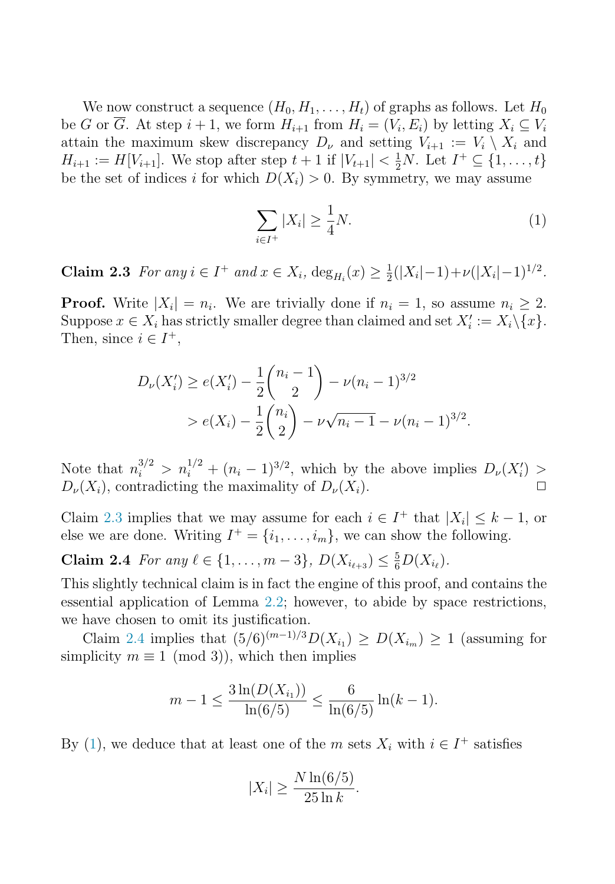We now construct a sequence $(H_0, H_1, \ldots, H_t)$ of graphs as follows. Let $H_0$ be $G$ or $\overline{G}$. At step $i+1$, we form $H_{i+1}$ from $H_i = (V_i, E_i)$ by letting $X_i \subseteq V_i$ attain the maximum skew discrepancy $D_\nu$ and setting $V_{i+1} := V_i \setminus X_i$ and $H_{i+1} := H[V_{i+1}]$. We stop after step $t+1$ if $|V_{t+1}| < \frac{1}{2}N$. Let $I^+ \subseteq \{1, \ldots, t\}$ be the set of indices $i$ for which $D(X_i) > 0$. By symmetry, we may assume

$$\sum_{i \in I^+} |X_i| \geq \frac{1}{4}N. \tag{1}$$

**Claim 2.3** *For any $i \in I^+$ and $x \in X_i$, $\deg_{H_i}(x) \geq \frac{1}{2}(|X_i|-1) + \nu(|X_i|-1)^{1/2}$.*

**Proof.** Write $|X_i| = n_i$. We are trivially done if $n_i = 1$, so assume $n_i \geq 2$. Suppose $x \in X_i$ has strictly smaller degree than claimed and set $X_i' := X_i \setminus \{x\}$. Then, since $i \in I^+$,

$$\begin{aligned} D_\nu(X_i') &\geq e(X_i') - \frac{1}{2}\binom{n_i - 1}{2} - \nu(n_i-1)^{3/2} \\ &> e(X_i) - \frac{1}{2}\binom{n_i}{2} - \nu\sqrt{n_i - 1} - \nu(n_i-1)^{3/2}. \end{aligned}$$

Note that $n_i^{3/2} > n_i^{1/2} + (n_i-1)^{3/2}$, which by the above implies $D_\nu(X_i') > D_\nu(X_i)$, contradicting the maximality of $D_\nu(X_i)$. □

Claim 2.3 implies that we may assume for each $i \in I^+$ that $|X_i| \leq k-1$, or else we are done. Writing $I^+ = \{i_1, \ldots, i_m\}$, we can show the following.

**Claim 2.4** *For any $\ell \in \{1, \ldots, m-3\}$, $D(X_{i_{\ell+3}}) \leq \frac{5}{6}D(X_{i_\ell})$.*

This slightly technical claim is in fact the engine of this proof, and contains the essential application of Lemma 2.2; however, to abide by space restrictions, we have chosen to omit its justification.

Claim 2.4 implies that $(5/6)^{(m-1)/3}D(X_{i_1}) \geq D(X_{i_m}) \geq 1$ (assuming for simplicity $m \equiv 1 \pmod 3$), which then implies

$$m - 1 \leq \frac{3\ln(D(X_{i_1}))}{\ln(6/5)} \leq \frac{6}{\ln(6/5)}\ln(k-1).$$

By (1), we deduce that at least one of the $m$ sets $X_i$ with $i \in I^+$ satisfies

$$|X_i| \geq \frac{N\ln(6/5)}{25\ln k}.$$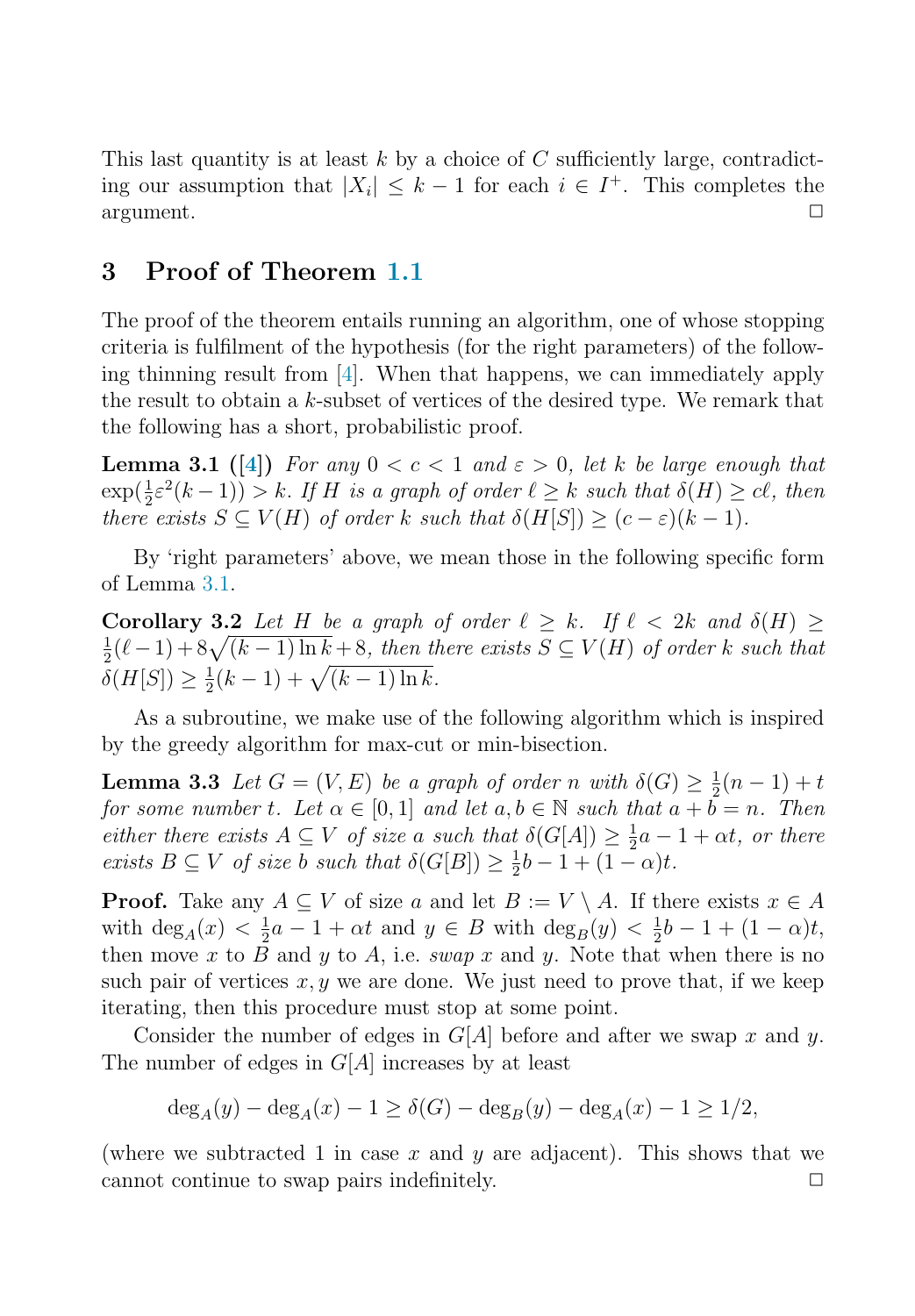This last quantity is at least $k$ by a choice of $C$ sufficiently large, contradicting our assumption that $|X_i| \leq k-1$ for each $i \in I^+$. This completes the argument. □

## 3 Proof of Theorem 1.1

The proof of the theorem entails running an algorithm, one of whose stopping criteria is fulfilment of the hypothesis (for the right parameters) of the following thinning result from [4]. When that happens, we can immediately apply the result to obtain a $k$-subset of vertices of the desired type. We remark that the following has a short, probabilistic proof.

**Lemma 3.1 ([4])** *For any $0 < c < 1$ and $\varepsilon > 0$, let $k$ be large enough that $\exp(\frac{1}{2}\varepsilon^2(k-1)) > k$. If $H$ is a graph of order $\ell \geq k$ such that $\delta(H) \geq c\ell$, then there exists $S \subseteq V(H)$ of order $k$ such that $\delta(H[S]) \geq (c-\varepsilon)(k-1)$.*

By 'right parameters' above, we mean those in the following specific form of Lemma 3.1.

**Corollary 3.2** *Let $H$ be a graph of order $\ell \geq k$. If $\ell < 2k$ and $\delta(H) \geq \frac{1}{2}(\ell-1) + 8\sqrt{(k-1)\ln k} + 8$, then there exists $S \subseteq V(H)$ of order $k$ such that $\delta(H[S]) \geq \frac{1}{2}(k-1) + \sqrt{(k-1)\ln k}$.*

As a subroutine, we make use of the following algorithm which is inspired by the greedy algorithm for max-cut or min-bisection.

**Lemma 3.3** *Let $G = (V, E)$ be a graph of order $n$ with $\delta(G) \geq \frac{1}{2}(n-1) + t$ for some number $t$. Let $\alpha \in [0, 1]$ and let $a, b \in \mathbb{N}$ such that $a + b = n$. Then either there exists $A \subseteq V$ of size $a$ such that $\delta(G[A]) \geq \frac{1}{2}a - 1 + \alpha t$, or there exists $B \subseteq V$ of size $b$ such that $\delta(G[B]) \geq \frac{1}{2}b - 1 + (1-\alpha)t$.*

**Proof.** Take any $A \subseteq V$ of size $a$ and let $B := V \setminus A$. If there exists $x \in A$ with $\deg_A(x) < \frac{1}{2}a - 1 + \alpha t$ and $y \in B$ with $\deg_B(y) < \frac{1}{2}b - 1 + (1-\alpha)t$, then move $x$ to $B$ and $y$ to $A$, i.e. *swap* $x$ and $y$. Note that when there is no such pair of vertices $x, y$ we are done. We just need to prove that, if we keep iterating, then this procedure must stop at some point.

Consider the number of edges in $G[A]$ before and after we swap $x$ and $y$. The number of edges in $G[A]$ increases by at least

$$\deg_A(y) - \deg_A(x) - 1 \geq \delta(G) - \deg_B(y) - \deg_A(x) - 1 \geq 1/2,$$

(where we subtracted 1 in case $x$ and $y$ are adjacent). This shows that we cannot continue to swap pairs indefinitely. □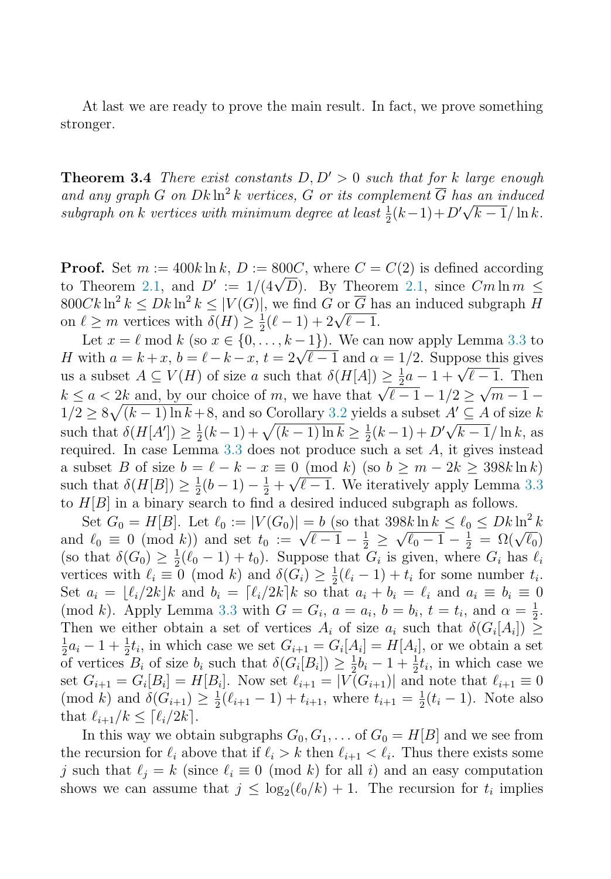At last we are ready to prove the main result. In fact, we prove something stronger.

**Theorem 3.4** *There exist constants $D, D' > 0$ such that for $k$ large enough and any graph $G$ on $Dk\ln^2 k$ vertices, $G$ or its complement $\overline{G}$ has an induced subgraph on $k$ vertices with minimum degree at least $\frac{1}{2}(k-1)+D'\sqrt{k-1}/\ln k$.*

**Proof.** Set $m := 400k\ln k$, $D := 800C$, where $C = C(2)$ is defined according to Theorem 2.1, and $D' := 1/(4\sqrt{D})$. By Theorem 2.1, since $Cm\ln m \leq 800Ck\ln^2 k \leq Dk\ln^2 k \leq |V(G)|$, we find $G$ or $\overline{G}$ has an induced subgraph $H$ on $\ell \geq m$ vertices with $\delta(H) \geq \frac{1}{2}(\ell-1) + 2\sqrt{\ell-1}$.

Let $x = \ell \bmod k$ (so $x \in \{0, \ldots, k-1\}$). We can now apply Lemma 3.3 to $H$ with $a = k+x$, $b = \ell - k - x$, $t = 2\sqrt{\ell-1}$ and $\alpha = 1/2$. Suppose this gives us a subset $A \subseteq V(H)$ of size $a$ such that $\delta(H[A]) \geq \frac{1}{2}a - 1 + \sqrt{\ell-1}$. Then $k \leq a < 2k$ and, by our choice of $m$, we have that $\sqrt{\ell-1} - 1/2 \geq \sqrt{m-1} - 1/2 \geq 8\sqrt{(k-1)\ln k} + 8$, and so Corollary 3.2 yields a subset $A' \subseteq A$ of size $k$ such that $\delta(H[A']) \geq \frac{1}{2}(k-1) + \sqrt{(k-1)\ln k} \geq \frac{1}{2}(k-1) + D'\sqrt{k-1}/\ln k$, as required. In case Lemma 3.3 does not produce such a set $A$, it gives instead a subset $B$ of size $b = \ell - k - x \equiv 0 \pmod{k}$ (so $b \geq m - 2k \geq 398k\ln k$) such that $\delta(H[B]) \geq \frac{1}{2}(b-1) - \frac{1}{2} + \sqrt{\ell-1}$. We iteratively apply Lemma 3.3 to $H[B]$ in a binary search to find a desired induced subgraph as follows.

Set $G_0 = H[B]$. Let $\ell_0 := |V(G_0)| = b$ (so that $398k\ln k \leq \ell_0 \leq Dk\ln^2 k$ and $\ell_0 \equiv 0 \pmod{k}$) and set $t_0 := \sqrt{\ell-1} - \frac{1}{2} \geq \sqrt{\ell_0 - 1} - \frac{1}{2} = \Omega(\sqrt{\ell_0})$ (so that $\delta(G_0) \geq \frac{1}{2}(\ell_0 - 1) + t_0$). Suppose that $G_i$ is given, where $G_i$ has $\ell_i$ vertices with $\ell_i \equiv 0 \pmod{k}$ and $\delta(G_i) \geq \frac{1}{2}(\ell_i - 1) + t_i$ for some number $t_i$. Set $a_i = \lfloor \ell_i/2k \rfloor k$ and $b_i = \lceil \ell_i/2k \rceil k$ so that $a_i + b_i = \ell_i$ and $a_i \equiv b_i \equiv 0 \pmod{k}$. Apply Lemma 3.3 with $G = G_i$, $a = a_i$, $b = b_i$, $t = t_i$, and $\alpha = \frac{1}{2}$. Then we either obtain a set of vertices $A_i$ of size $a_i$ such that $\delta(G_i[A_i]) \geq \frac{1}{2}a_i - 1 + \frac{1}{2}t_i$, in which case we set $G_{i+1} = G_i[A_i] = H[A_i]$, or we obtain a set of vertices $B_i$ of size $b_i$ such that $\delta(G_i[B_i]) \geq \frac{1}{2}b_i - 1 + \frac{1}{2}t_i$, in which case we set $G_{i+1} = G_i[B_i] = H[B_i]$. Now set $\ell_{i+1} = |V(G_{i+1})|$ and note that $\ell_{i+1} \equiv 0 \pmod{k}$ and $\delta(G_{i+1}) \geq \frac{1}{2}(\ell_{i+1} - 1) + t_{i+1}$, where $t_{i+1} = \frac{1}{2}(t_i - 1)$. Note also that $\ell_{i+1}/k \leq \lceil \ell_i/2k \rceil$.

In this way we obtain subgraphs $G_0, G_1, \ldots$ of $G_0 = H[B]$ and we see from the recursion for $\ell_i$ above that if $\ell_i > k$ then $\ell_{i+1} < \ell_i$. Thus there exists some $j$ such that $\ell_j = k$ (since $\ell_i \equiv 0 \pmod{k}$ for all $i$) and an easy computation shows we can assume that $j \leq \log_2(\ell_0/k) + 1$. The recursion for $t_i$ implies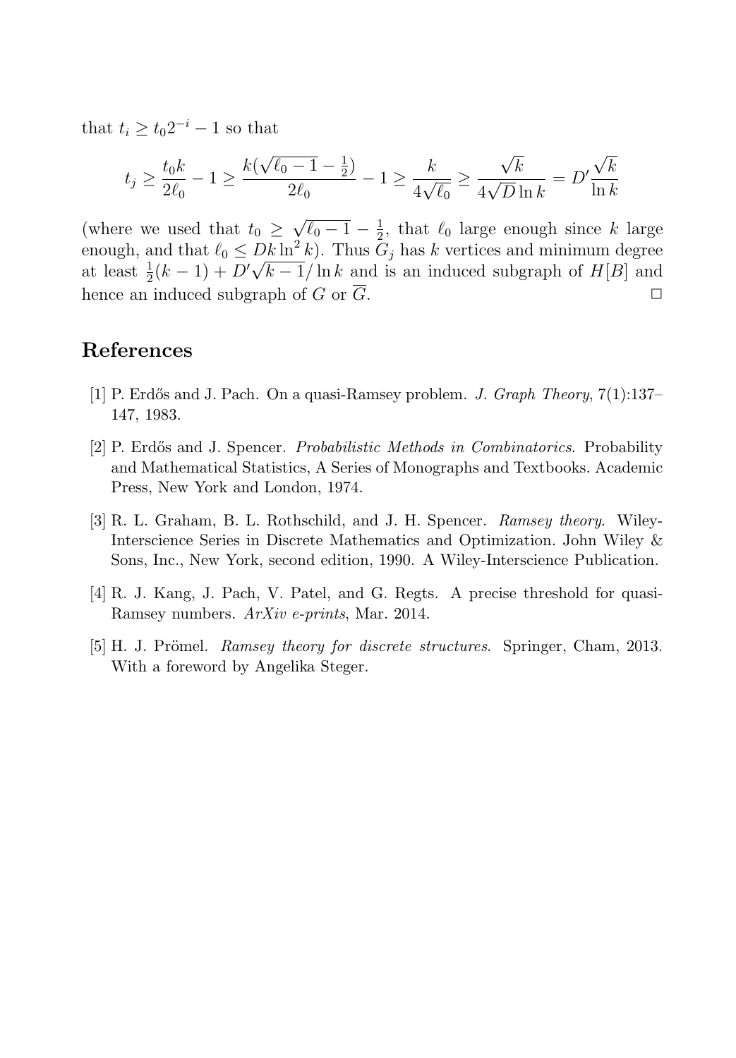that $t_i \geq t_0 2^{-i} - 1$ so that

$$t_j \geq \frac{t_0 k}{2\ell_0} - 1 \geq \frac{k(\sqrt{\ell_0 - 1} - \frac{1}{2})}{2\ell_0} - 1 \geq \frac{k}{4\sqrt{\ell_0}} \geq \frac{\sqrt{k}}{4\sqrt{D}\ln k} = D' \frac{\sqrt{k}}{\ln k}$$

(where we used that $t_0 \geq \sqrt{\ell_0 - 1} - \frac{1}{2}$, that $\ell_0$ large enough since $k$ large enough, and that $\ell_0 \leq Dk \ln^2 k$). Thus $G_j$ has $k$ vertices and minimum degree at least $\frac{1}{2}(k-1) + D'\sqrt{k-1}/\ln k$ and is an induced subgraph of $H[B]$ and hence an induced subgraph of $G$ or $\overline{G}$. □

## References

[1] P. Erdős and J. Pach. On a quasi-Ramsey problem. *J. Graph Theory*, 7(1):137–147, 1983.

[2] P. Erdős and J. Spencer. *Probabilistic Methods in Combinatorics*. Probability and Mathematical Statistics, A Series of Monographs and Textbooks. Academic Press, New York and London, 1974.

[3] R. L. Graham, B. L. Rothschild, and J. H. Spencer. *Ramsey theory*. Wiley-Interscience Series in Discrete Mathematics and Optimization. John Wiley & Sons, Inc., New York, second edition, 1990. A Wiley-Interscience Publication.

[4] R. J. Kang, J. Pach, V. Patel, and G. Regts. A precise threshold for quasi-Ramsey numbers. *ArXiv e-prints*, Mar. 2014.

[5] H. J. Prömel. *Ramsey theory for discrete structures*. Springer, Cham, 2013. With a foreword by Angelika Steger.